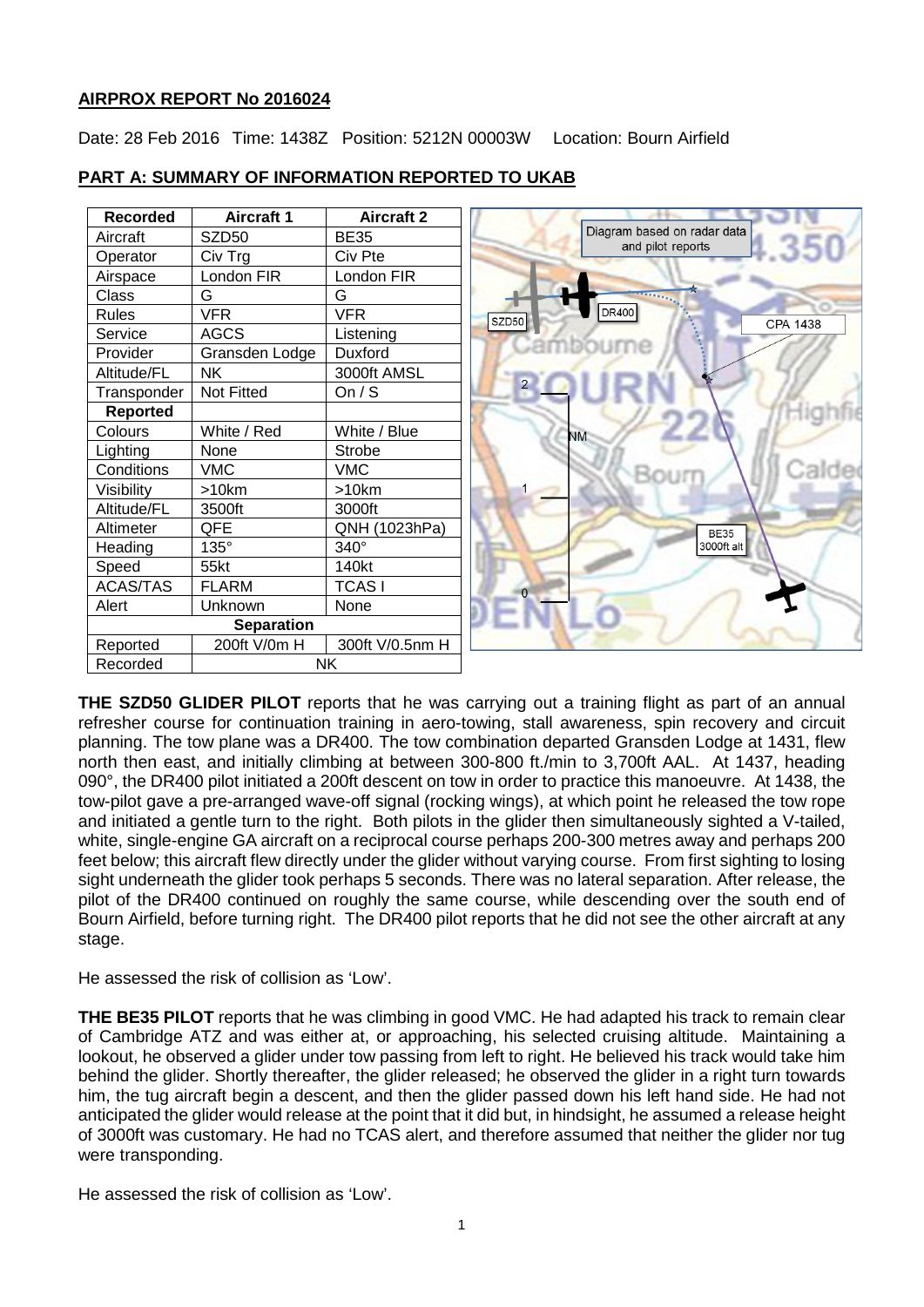# AIRPROX REPORT No 2016024

Date: 28 Feb 2016 Time: 1438Z Position: 5212N 00003W Location: Bourn Airfield

## PART A: SUMMARY OF INFORMATION REPORTED TO UKAB

| Recorded | Aircraft 1 | Aircraft 2 |
|---|---|---|
| Aircraft | SZD50 | BE35 |
| Operator | Civ Trg | Civ Pte |
| Airspace | London FIR | London FIR |
| Class | G | G |
| Rules | VFR | VFR |
| Service | AGCS | Listening |
| Provider | Gransden Lodge | Duxford |
| Altitude/FL | NK | 3000ft AMSL |
| Transponder | Not Fitted | On / S |
| **Reported** | | |
| Colours | White / Red | White / Blue |
| Lighting | None | Strobe |
| Conditions | VMC | VMC |
| Visibility | >10km | >10km |
| Altitude/FL | 3500ft | 3000ft |
| Altimeter | QFE | QNH (1023hPa) |
| Heading | 135° | 340° |
| Speed | 55kt | 140kt |
| ACAS/TAS | FLARM | TCAS I |
| Alert | Unknown | None |
| **Separation** | | |
| Reported | 200ft V/0m H | 300ft V/0.5nm H |
| Recorded | NK | |

**THE SZD50 GLIDER PILOT** reports that he was carrying out a training flight as part of an annual refresher course for continuation training in aero-towing, stall awareness, spin recovery and circuit planning. The tow plane was a DR400. The tow combination departed Gransden Lodge at 1431, flew north then east, and initially climbing at between 300-800 ft./min to 3,700ft AAL. At 1437, heading 090°, the DR400 pilot initiated a 200ft descent on tow in order to practice this manoeuvre. At 1438, the tow-pilot gave a pre-arranged wave-off signal (rocking wings), at which point he released the tow rope and initiated a gentle turn to the right. Both pilots in the glider then simultaneously sighted a V-tailed, white, single-engine GA aircraft on a reciprocal course perhaps 200-300 metres away and perhaps 200 feet below; this aircraft flew directly under the glider without varying course. From first sighting to losing sight underneath the glider took perhaps 5 seconds. There was no lateral separation. After release, the pilot of the DR400 continued on roughly the same course, while descending over the south end of Bourn Airfield, before turning right. The DR400 pilot reports that he did not see the other aircraft at any stage.

He assessed the risk of collision as 'Low'.

**THE BE35 PILOT** reports that he was climbing in good VMC. He had adapted his track to remain clear of Cambridge ATZ and was either at, or approaching, his selected cruising altitude. Maintaining a lookout, he observed a glider under tow passing from left to right. He believed his track would take him behind the glider. Shortly thereafter, the glider released; he observed the glider in a right turn towards him, the tug aircraft begin a descent, and then the glider passed down his left hand side. He had not anticipated the glider would release at the point that it did but, in hindsight, he assumed a release height of 3000ft was customary. He had no TCAS alert, and therefore assumed that neither the glider nor tug were transponding.

He assessed the risk of collision as 'Low'.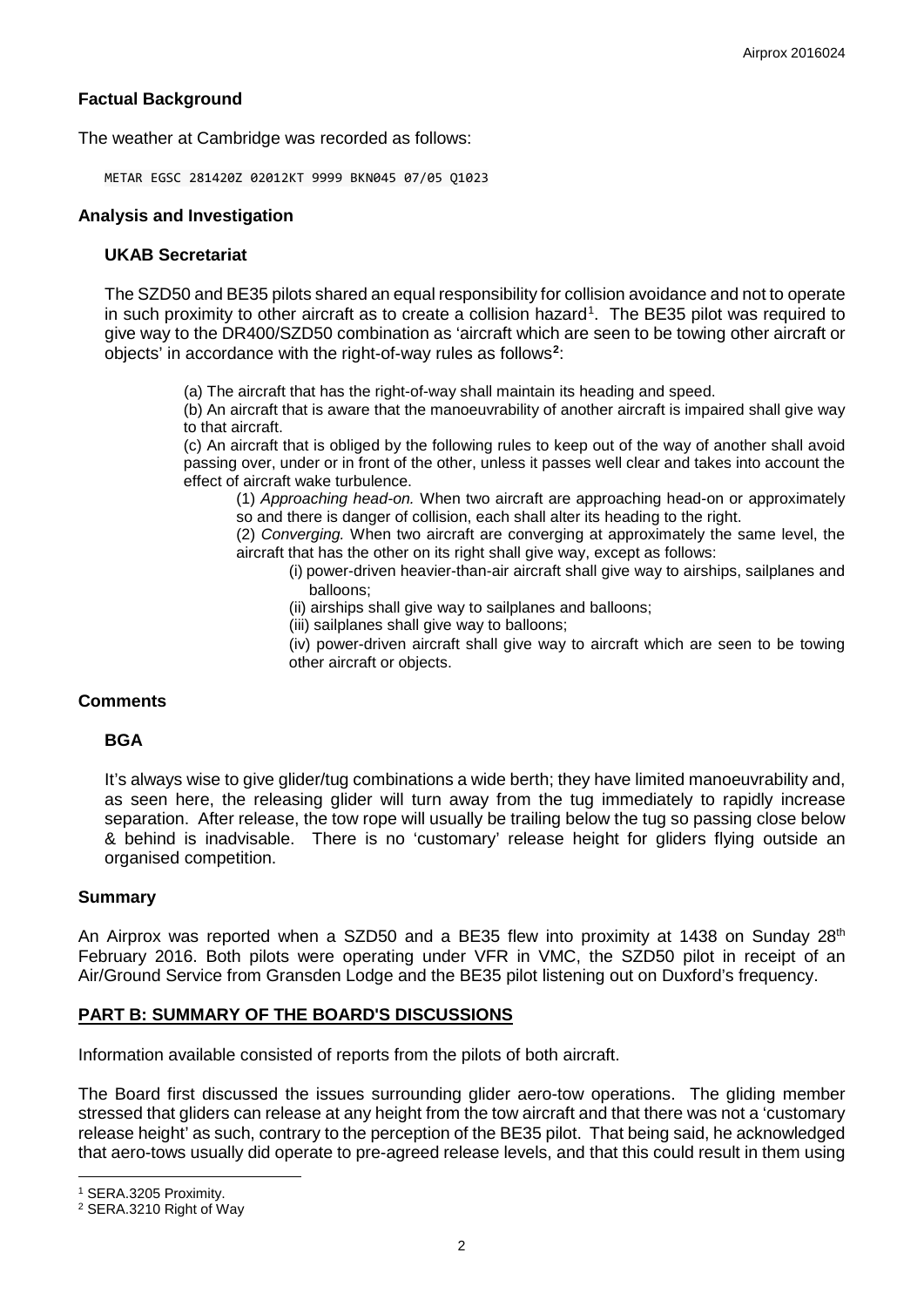## Factual Background

The weather at Cambridge was recorded as follows:

```
METAR EGSC 281420Z 02012KT 9999 BKN045 07/05 Q1023
```

## Analysis and Investigation

### UKAB Secretariat

The SZD50 and BE35 pilots shared an equal responsibility for collision avoidance and not to operate in such proximity to other aircraft as to create a collision hazard[1]. The BE35 pilot was required to give way to the DR400/SZD50 combination as 'aircraft which are seen to be towing other aircraft or objects' in accordance with the right-of-way rules as follows[2]:

> (a) The aircraft that has the right-of-way shall maintain its heading and speed.
>
> (b) An aircraft that is aware that the manoeuvrability of another aircraft is impaired shall give way to that aircraft.
>
> (c) An aircraft that is obliged by the following rules to keep out of the way of another shall avoid passing over, under or in front of the other, unless it passes well clear and takes into account the effect of aircraft wake turbulence.
>
> (1) *Approaching head-on.* When two aircraft are approaching head-on or approximately so and there is danger of collision, each shall alter its heading to the right.
>
> (2) *Converging.* When two aircraft are converging at approximately the same level, the aircraft that has the other on its right shall give way, except as follows:
>
> (i) power-driven heavier-than-air aircraft shall give way to airships, sailplanes and balloons;
>
> (ii) airships shall give way to sailplanes and balloons;
>
> (iii) sailplanes shall give way to balloons;
>
> (iv) power-driven aircraft shall give way to aircraft which are seen to be towing other aircraft or objects.

## Comments

### BGA

It's always wise to give glider/tug combinations a wide berth; they have limited manoeuvrability and, as seen here, the releasing glider will turn away from the tug immediately to rapidly increase separation. After release, the tow rope will usually be trailing below the tug so passing close below & behind is inadvisable. There is no 'customary' release height for gliders flying outside an organised competition.

## Summary

An Airprox was reported when a SZD50 and a BE35 flew into proximity at 1438 on Sunday 28th February 2016. Both pilots were operating under VFR in VMC, the SZD50 pilot in receipt of an Air/Ground Service from Gransden Lodge and the BE35 pilot listening out on Duxford's frequency.

## PART B: SUMMARY OF THE BOARD'S DISCUSSIONS

Information available consisted of reports from the pilots of both aircraft.

The Board first discussed the issues surrounding glider aero-tow operations. The gliding member stressed that gliders can release at any height from the tow aircraft and that there was not a 'customary release height' as such, contrary to the perception of the BE35 pilot. That being said, he acknowledged that aero-tows usually did operate to pre-agreed release levels, and that this could result in them using

---

[1] SERA.3205 Proximity.

[2] SERA.3210 Right of Way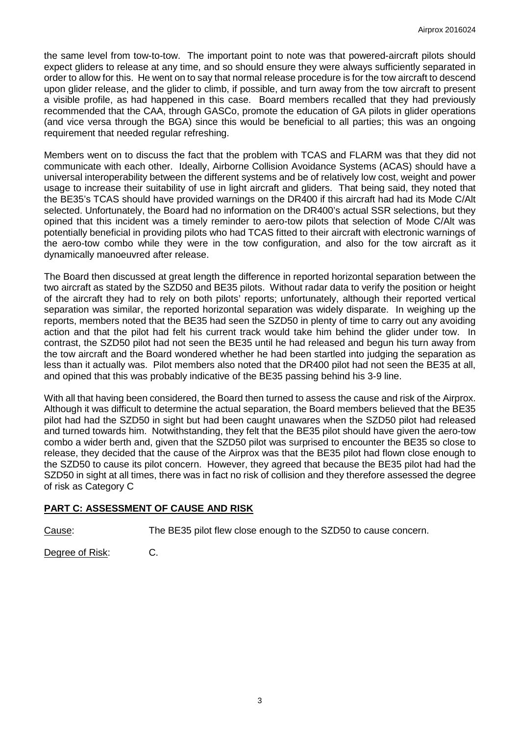the same level from tow-to-tow. The important point to note was that powered-aircraft pilots should expect gliders to release at any time, and so should ensure they were always sufficiently separated in order to allow for this. He went on to say that normal release procedure is for the tow aircraft to descend upon glider release, and the glider to climb, if possible, and turn away from the tow aircraft to present a visible profile, as had happened in this case. Board members recalled that they had previously recommended that the CAA, through GASCo, promote the education of GA pilots in glider operations (and vice versa through the BGA) since this would be beneficial to all parties; this was an ongoing requirement that needed regular refreshing.

Members went on to discuss the fact that the problem with TCAS and FLARM was that they did not communicate with each other. Ideally, Airborne Collision Avoidance Systems (ACAS) should have a universal interoperability between the different systems and be of relatively low cost, weight and power usage to increase their suitability of use in light aircraft and gliders. That being said, they noted that the BE35's TCAS should have provided warnings on the DR400 if this aircraft had had its Mode C/Alt selected. Unfortunately, the Board had no information on the DR400's actual SSR selections, but they opined that this incident was a timely reminder to aero-tow pilots that selection of Mode C/Alt was potentially beneficial in providing pilots who had TCAS fitted to their aircraft with electronic warnings of the aero-tow combo while they were in the tow configuration, and also for the tow aircraft as it dynamically manoeuvred after release.

The Board then discussed at great length the difference in reported horizontal separation between the two aircraft as stated by the SZD50 and BE35 pilots. Without radar data to verify the position or height of the aircraft they had to rely on both pilots' reports; unfortunately, although their reported vertical separation was similar, the reported horizontal separation was widely disparate. In weighing up the reports, members noted that the BE35 had seen the SZD50 in plenty of time to carry out any avoiding action and that the pilot had felt his current track would take him behind the glider under tow. In contrast, the SZD50 pilot had not seen the BE35 until he had released and begun his turn away from the tow aircraft and the Board wondered whether he had been startled into judging the separation as less than it actually was. Pilot members also noted that the DR400 pilot had not seen the BE35 at all, and opined that this was probably indicative of the BE35 passing behind his 3-9 line.

With all that having been considered, the Board then turned to assess the cause and risk of the Airprox. Although it was difficult to determine the actual separation, the Board members believed that the BE35 pilot had had the SZD50 in sight but had been caught unawares when the SZD50 pilot had released and turned towards him. Notwithstanding, they felt that the BE35 pilot should have given the aero-tow combo a wider berth and, given that the SZD50 pilot was surprised to encounter the BE35 so close to release, they decided that the cause of the Airprox was that the BE35 pilot had flown close enough to the SZD50 to cause its pilot concern. However, they agreed that because the BE35 pilot had had the SZD50 in sight at all times, there was in fact no risk of collision and they therefore assessed the degree of risk as Category C

## PART C: ASSESSMENT OF CAUSE AND RISK

Cause: The BE35 pilot flew close enough to the SZD50 to cause concern.

Degree of Risk: C.